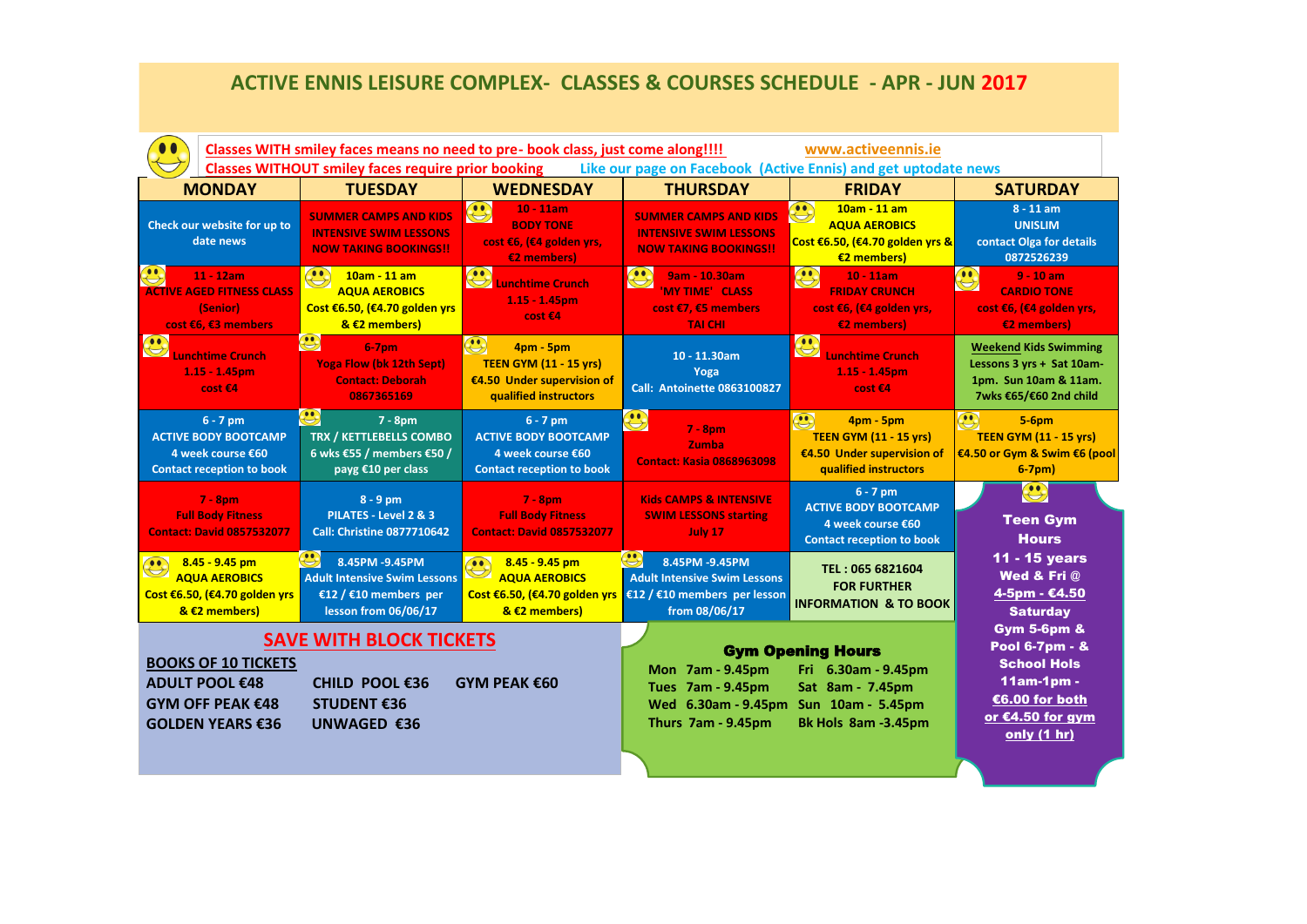# ACTIVE ENNIS LEISURE COMPLEX- CLASSES & COURSES SCHEDULE - APR - JUN 2017

Classes WITH smiley faces means no need to pre- book class, just come along!!!!

Classes WITHOUT smiley faces require prior booking

www.activeennis.ie

Like our page on Facebook (Active Ennis) and get uptodate news

| MONDAY | TUESDAY | WEDNESDAY | THURSDAY | FRIDAY | SATURDAY |
|---|---|---|---|---|---|
| Check our website for up to date news | SUMMER CAMPS AND KIDS INTENSIVE SWIM LESSONS NOW TAKING BOOKINGS!! | ☺ 10 - 11am BODY TONE cost €6, (€4 golden yrs, €2 members) | SUMMER CAMPS AND KIDS INTENSIVE SWIM LESSONS NOW TAKING BOOKINGS!! | ☺ 10am - 11 am AQUA AEROBICS Cost €6.50, (€4.70 golden yrs & €2 members) | 8 - 11 am UNISLIM contact Olga for details 0872526239 |
| ☺ 11 - 12am ACTIVE AGED FITNESS CLASS (Senior) cost €6, €3 members | ☺ 10am - 11 am AQUA AEROBICS Cost €6.50, (€4.70 golden yrs & €2 members) | ☺ Lunchtime Crunch 1.15 - 1.45pm cost €4 | ☺ 9am - 10.30am 'MY TIME' CLASS cost €7, €5 members TAI CHI | ☺ 10 - 11am FRIDAY CRUNCH cost €6, (€4 golden yrs, €2 members) | ☺ 9 - 10 am CARDIO TONE cost €6, (€4 golden yrs, €2 members) |
| ☺ Lunchtime Crunch 1.15 - 1.45pm cost €4 | ☺ 6-7pm Yoga Flow (bk 12th Sept) Contact: Deborah 0867365169 | ☺ 4pm - 5pm TEEN GYM (11 - 15 yrs) €4.50 Under supervision of qualified instructors | 10 - 11.30am Yoga Call: Antoinette 0863100827 | ☺ Lunchtime Crunch 1.15 - 1.45pm cost €4 | Weekend Kids Swimming Lessons 3 yrs + Sat 10am-1pm. Sun 10am & 11am. 7wks €65/€60 2nd child |
| 6 - 7 pm ACTIVE BODY BOOTCAMP 4 week course €60 Contact reception to book | ☺ 7 - 8pm TRX / KETTLEBELLS COMBO 6 wks €55 / members €50 / payg €10 per class | 6 - 7 pm ACTIVE BODY BOOTCAMP 4 week course €60 Contact reception to book | ☺ 7 - 8pm Zumba Contact: Kasia 0868963098 | ☺ 4pm - 5pm TEEN GYM (11 - 15 yrs) €4.50 Under supervision of qualified instructors | ☺ 5-6pm TEEN GYM (11 - 15 yrs) €4.50 or Gym & Swim €6 (pool 6-7pm) |
| 7 - 8pm Full Body Fitness Contact: David 0857532077 | 8 - 9 pm PILATES - Level 2 & 3 Call: Christine 0877710642 | 7 - 8pm Full Body Fitness Contact: David 0857532077 | Kids CAMPS & INTENSIVE SWIM LESSONS starting July 17 | 6 - 7 pm ACTIVE BODY BOOTCAMP 4 week course €60 Contact reception to book | ☺ Teen Gym Hours 11 - 15 years Wed & Fri @ 4-5pm - €4.50 Saturday Gym 5-6pm & Pool 6-7pm - & School Hols 11am-1pm - €6.00 for both or €4.50 for gym only (1 hr) |
| ☺ 8.45 - 9.45 pm AQUA AEROBICS Cost €6.50, (€4.70 golden yrs & €2 members) | ☺ 8.45PM -9.45PM Adult Intensive Swim Lessons €12 / €10 members per lesson from 06/06/17 | ☺ 8.45 - 9.45 pm AQUA AEROBICS Cost €6.50, (€4.70 golden yrs & €2 members) | ☺ 8.45PM -9.45PM Adult Intensive Swim Lessons €12 / €10 members per lesson from 08/06/17 | TEL : 065 6821604 FOR FURTHER INFORMATION & TO BOOK | |

## SAVE WITH BLOCK TICKETS

**BOOKS OF 10 TICKETS**

| | | |
|---|---|---|
| ADULT POOL €48 | CHILD POOL €36 | GYM PEAK €60 |
| GYM OFF PEAK €48 | STUDENT €36 | |
| GOLDEN YEARS €36 | UNWAGED €36 | |

## Gym Opening Hours

| | |
|---|---|
| Mon 7am - 9.45pm | Fri 6.30am - 9.45pm |
| Tues 7am - 9.45pm | Sat 8am - 7.45pm |
| Wed 6.30am - 9.45pm | Sun 10am - 5.45pm |
| Thurs 7am - 9.45pm | Bk Hols 8am -3.45pm |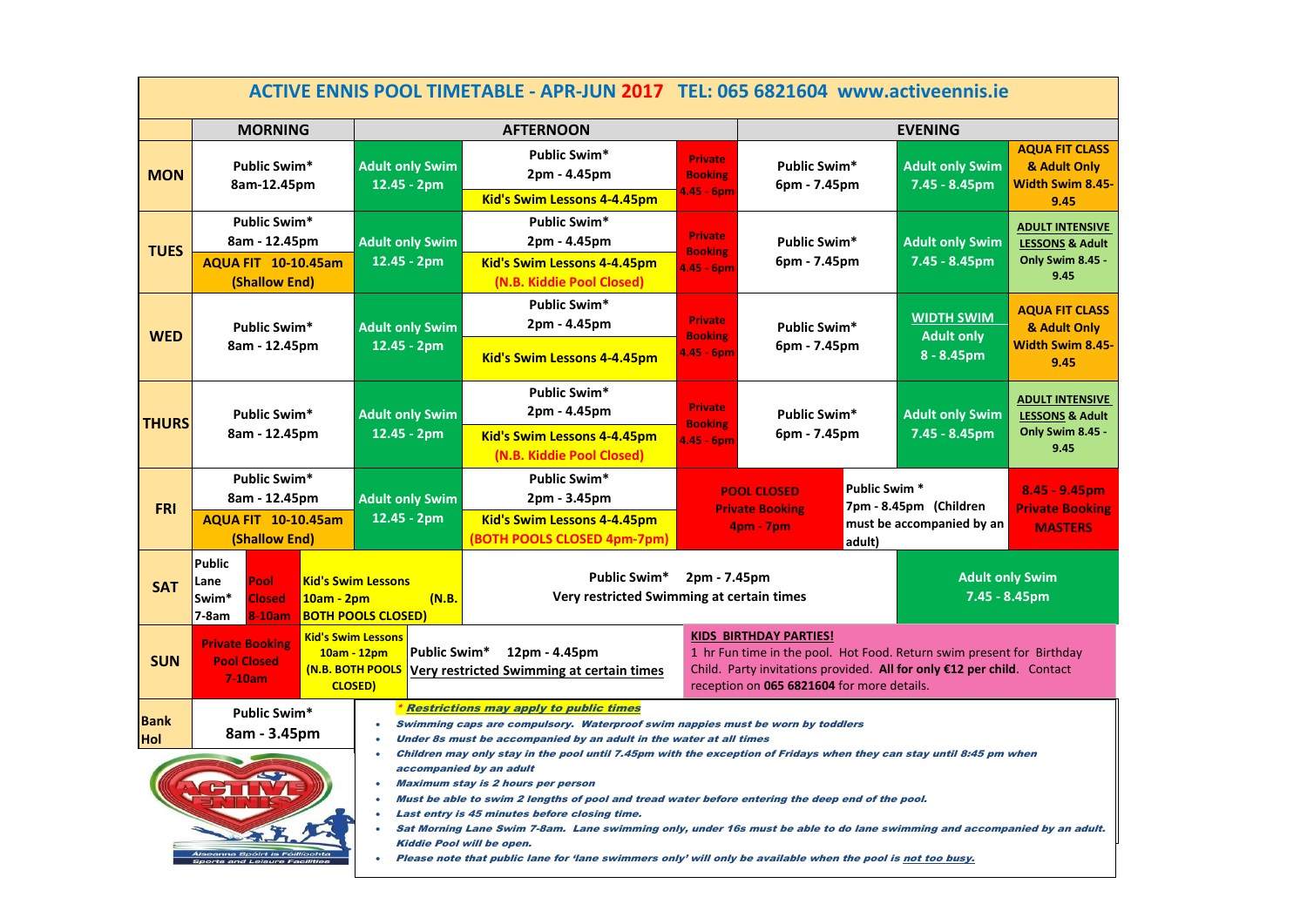# ACTIVE ENNIS POOL TIMETABLE - APR-JUN 2017 TEL: 065 6821604 www.activeennis.ie

| | MORNING | AFTERNOON | | | EVENING | | |
|---|---|---|---|---|---|---|---|
| **MON** | Public Swim* 8am-12.45pm | Adult only Swim 12.45 - 2pm | Public Swim* 2pm - 4.45pm / Kid's Swim Lessons 4-4.45pm | Private Booking 4.45 - 6pm | Public Swim* 6pm - 7.45pm | Adult only Swim 7.45 - 8.45pm | AQUA FIT CLASS & Adult Only Width Swim 8.45-9.45 |
| **TUES** | Public Swim* 8am - 12.45pm / AQUA FIT 10-10.45am (Shallow End) | Adult only Swim 12.45 - 2pm | Public Swim* 2pm - 4.45pm / Kid's Swim Lessons 4-4.45pm (N.B. Kiddie Pool Closed) | Private Booking 4.45 - 6pm | Public Swim* 6pm - 7.45pm | Adult only Swim 7.45 - 8.45pm | ADULT INTENSIVE LESSONS & Adult Only Swim 8.45 - 9.45 |
| **WED** | Public Swim* 8am - 12.45pm | Adult only Swim 12.45 - 2pm | Public Swim* 2pm - 4.45pm / Kid's Swim Lessons 4-4.45pm | Private Booking 4.45 - 6pm | Public Swim* 6pm - 7.45pm | WIDTH SWIM Adult only 8 - 8.45pm | AQUA FIT CLASS & Adult Only Width Swim 8.45-9.45 |
| **THURS** | Public Swim* 8am - 12.45pm | Adult only Swim 12.45 - 2pm | Public Swim* 2pm - 4.45pm / Kid's Swim Lessons 4-4.45pm (N.B. Kiddie Pool Closed) | Private Booking 4.45 - 6pm | Public Swim* 6pm - 7.45pm | Adult only Swim 7.45 - 8.45pm | ADULT INTENSIVE LESSONS & Adult Only Swim 8.45 - 9.45 |
| **FRI** | Public Swim* 8am - 12.45pm / AQUA FIT 10-10.45am (Shallow End) | Adult only Swim 12.45 - 2pm | Public Swim* 2pm - 3.45pm / Kid's Swim Lessons 4-4.45pm (BOTH POOLS CLOSED 4pm-7pm) | POOL CLOSED Private Booking 4pm - 7pm | | Public Swim * 7pm - 8.45pm (Children must be accompanied by an adult) | 8.45 - 9.45pm Private Booking MASTERS |
| **SAT** | Public Lane Swim* 7-8am / Pool Closed 8-10am | Kid's Swim Lessons 10am - 2pm (N.B. BOTH POOLS CLOSED) | Public Swim* 2pm - 7.45pm Very restricted Swimming at certain times | | | Adult only Swim 7.45 - 8.45pm | |
| **SUN** | Private Booking Pool Closed 7-10am / Kid's Swim Lessons 10am - 12pm (N.B. BOTH POOLS CLOSED) | Public Swim* 12pm - 4.45pm Very restricted Swimming at certain times | | | **KIDS BIRTHDAY PARTIES!** 1 hr Fun time in the pool. Hot Food. Return swim present for Birthday Child. Party invitations provided. **All for only €12 per child**. Contact reception on **065 6821604** for more details. | | |
| **Bank Hol** | Public Swim* 8am - 3.45pm | | | | | | |

***Restrictions may apply to public times***

- *Swimming caps are compulsory. Waterproof swim nappies must be worn by toddlers*
- *Under 8s must be accompanied by an adult in the water at all times*
- *Children may only stay in the pool until 7.45pm with the exception of Fridays when they can stay until 8:45 pm when accompanied by an adult*
- *Maximum stay is 2 hours per person*
- *Must be able to swim 2 lengths of pool and tread water before entering the deep end of the pool.*
- *Last entry is 45 minutes before closing time.*
- *Sat Morning Lane Swim 7-8am. Lane swimming only, under 16s must be able to do lane swimming and accompanied by an adult. Kiddie Pool will be open.*
- *Please note that public lane for 'lane swimmers only' will only be available when the pool is not too busy.*

ACTIVE ENNIS
Áiseanna Spóirt is Fóillíochta
Sports and Leisure Facilities